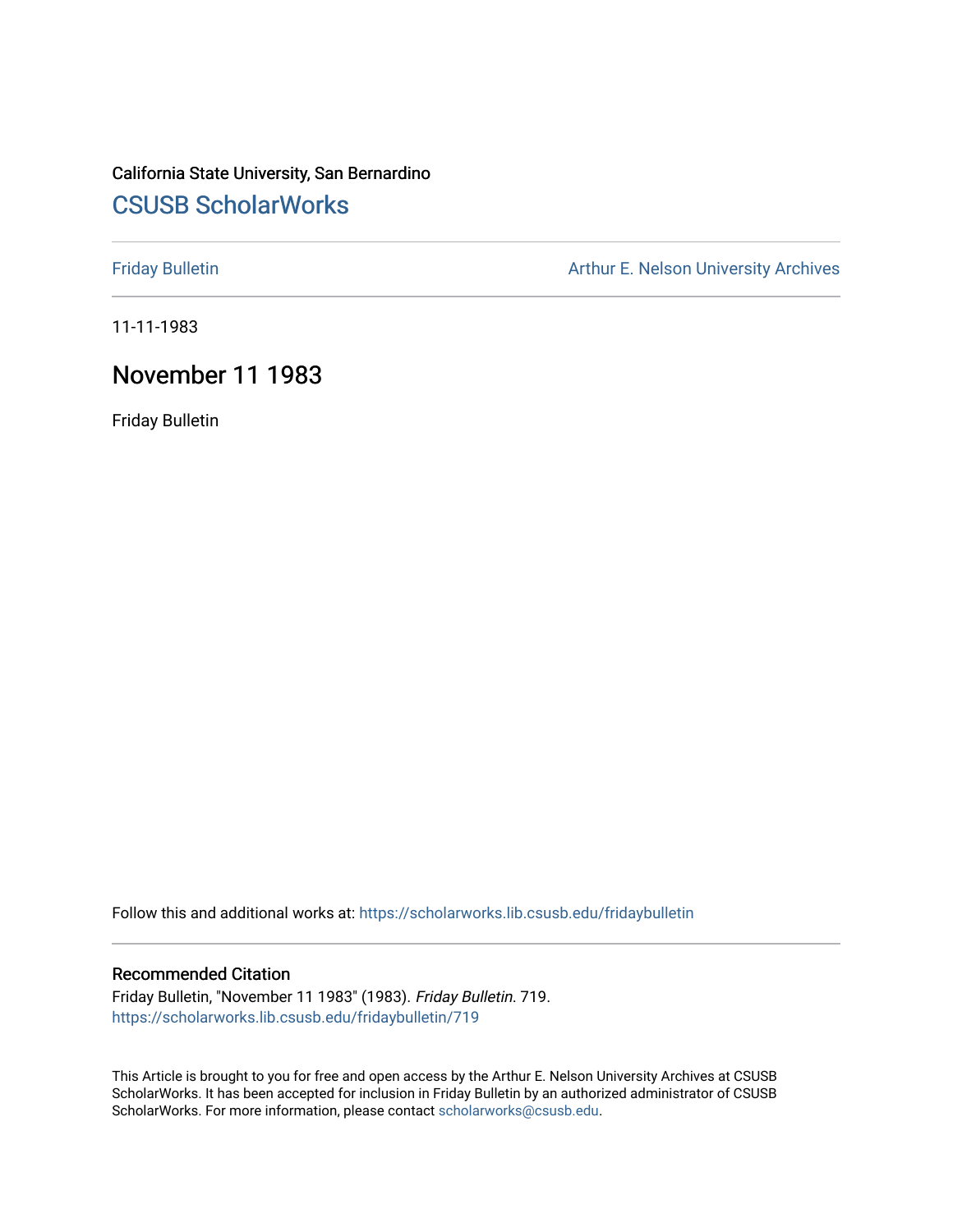California State University, San Bernardino

# CSUSB ScholarWorks

Friday Bulletin

Arthur E. Nelson University Archives

11-11-1983

## November 11 1983

Friday Bulletin

Follow this and additional works at: https://scholarworks.lib.csusb.edu/fridaybulletin

### Recommended Citation

Friday Bulletin, "November 11 1983" (1983). *Friday Bulletin*. 719.
https://scholarworks.lib.csusb.edu/fridaybulletin/719

This Article is brought to you for free and open access by the Arthur E. Nelson University Archives at CSUSB ScholarWorks. It has been accepted for inclusion in Friday Bulletin by an authorized administrator of CSUSB ScholarWorks. For more information, please contact scholarworks@csusb.edu.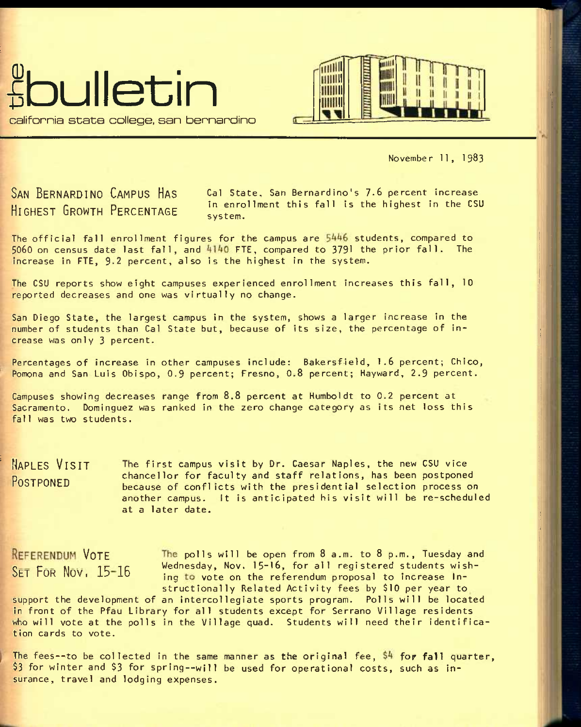# the bulletin

california state college, san bernardino

November 11, 1983

## San Bernardino Campus Has Highest Growth Percentage

Cal State, San Bernardino's 7.6 percent increase in enrollment this fall is the highest in the CSU system.

The official fall enrollment figures for the campus are 5446 students, compared to 5060 on census date last fall, and 4140 FTE, compared to 3791 the prior fall. The increase in FTE, 9.2 percent, also is the highest in the system.

The CSU reports show eight campuses experienced enrollment increases this fall, 10 reported decreases and one was virtually no change.

San Diego State, the largest campus in the system, shows a larger increase in the number of students than Cal State but, because of its size, the percentage of increase was only 3 percent.

Percentages of increase in other campuses include: Bakersfield, 1.6 percent; Chico, Pomona and San Luis Obispo, 0.9 percent; Fresno, 0.8 percent; Hayward, 2.9 percent.

Campuses showing decreases range from 8.8 percent at Humboldt to 0.2 percent at Sacramento. Dominguez was ranked in the zero change category as its net loss this fall was two students.

## Naples Visit Postponed

The first campus visit by Dr. Caesar Naples, the new CSU vice chancellor for faculty and staff relations, has been postponed because of conflicts with the presidential selection process on another campus. It is anticipated his visit will be re-scheduled at a later date.

## Referendum Vote Set For Nov. 15-16

The polls will be open from 8 a.m. to 8 p.m., Tuesday and Wednesday, Nov. 15-16, for all registered students wishing to vote on the referendum proposal to increase Instructionally Related Activity fees by $10 per year to support the development of an intercollegiate sports program. Polls will be located in front of the Pfau Library for all students except for Serrano Village residents who will vote at the polls in the Village quad. Students will need their identification cards to vote.

The fees--to be collected in the same manner as the original fee, $4 for fall quarter, $3 for winter and $3 for spring--will be used for operational costs, such as insurance, travel and lodging expenses.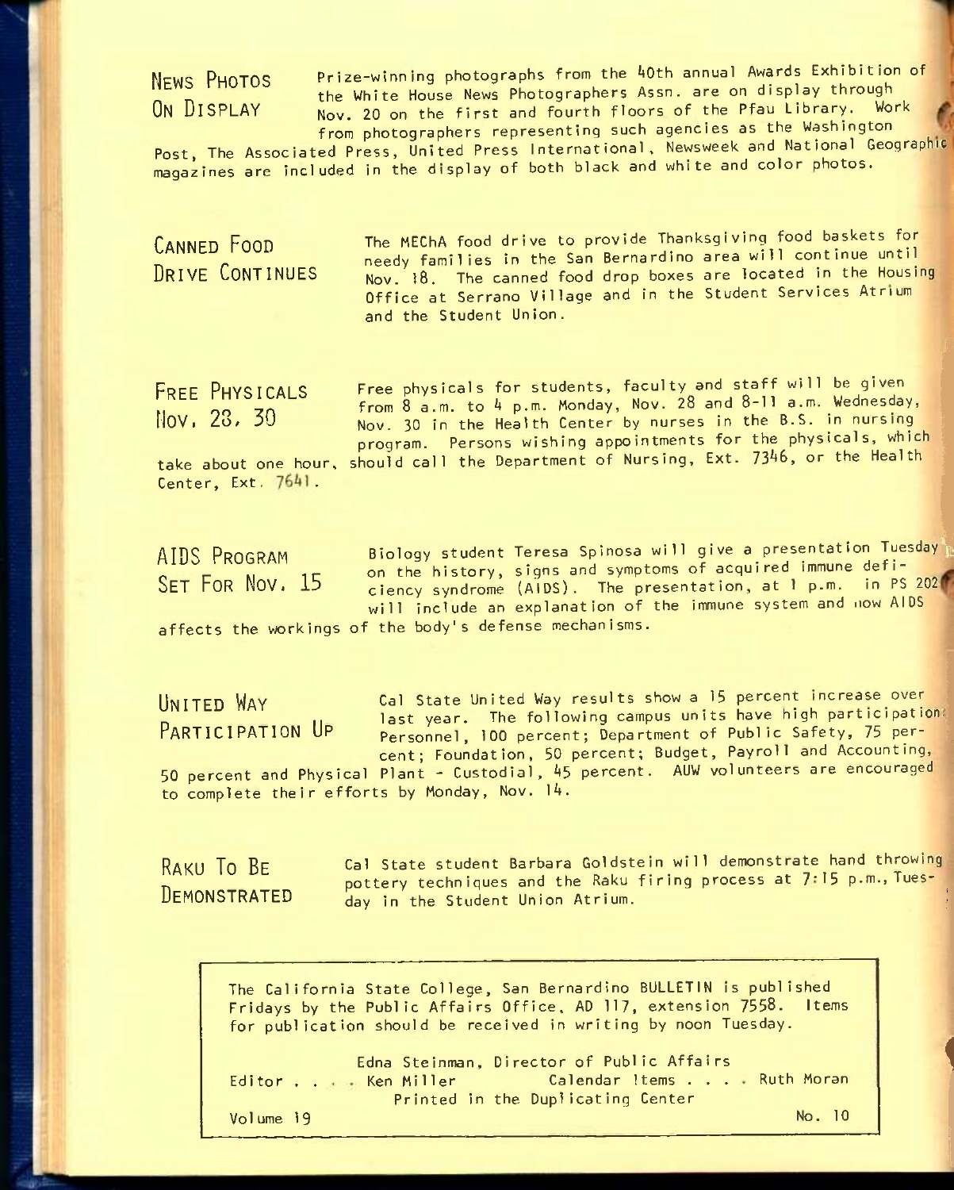## News Photos On Display

Prize-winning photographs from the 40th annual Awards Exhibition of the White House News Photographers Assn. are on display through Nov. 20 on the first and fourth floors of the Pfau Library. Work from photographers representing such agencies as the Washington Post, The Associated Press, United Press International, Newsweek and National Geographic magazines are included in the display of both black and white and color photos.

## Canned Food Drive Continues

The MEChA food drive to provide Thanksgiving food baskets for needy families in the San Bernardino area will continue until Nov. 18. The canned food drop boxes are located in the Housing Office at Serrano Village and in the Student Services Atrium and the Student Union.

## Free Physicals Nov. 28, 30

Free physicals for students, faculty and staff will be given from 8 a.m. to 4 p.m. Monday, Nov. 28 and 8-11 a.m. Wednesday, Nov. 30 in the Health Center by nurses in the B.S. in nursing program. Persons wishing appointments for the physicals, which take about one hour, should call the Department of Nursing, Ext. 7346, or the Health Center, Ext. 7641.

## AIDS Program Set For Nov. 15

Biology student Teresa Spinosa will give a presentation Tuesday on the history, signs and symptoms of acquired immune deficiency syndrome (AIDS). The presentation, at 1 p.m. in PS 202, will include an explanation of the immune system and how AIDS affects the workings of the body's defense mechanisms.

## United Way Participation Up

Cal State United Way results show a 15 percent increase over last year. The following campus units have high participation: Personnel, 100 percent; Department of Public Safety, 75 percent; Foundation, 50 percent; Budget, Payroll and Accounting, 50 percent and Physical Plant - Custodial, 45 percent. AUW volunteers are encouraged to complete their efforts by Monday, Nov. 14.

## Raku To Be Demonstrated

Cal State student Barbara Goldstein will demonstrate hand throwing pottery techniques and the Raku firing process at 7:15 p.m., Tuesday in the Student Union Atrium.

---

The California State College, San Bernardino BULLETIN is published Fridays by the Public Affairs Office, AD 117, extension 7558. Items for publication should be received in writing by noon Tuesday.

Edna Steinman, Director of Public Affairs
Editor . . . . Ken Miller  Calendar Items . . . . Ruth Moran
Printed in the Duplicating Center

Volume 19  No. 10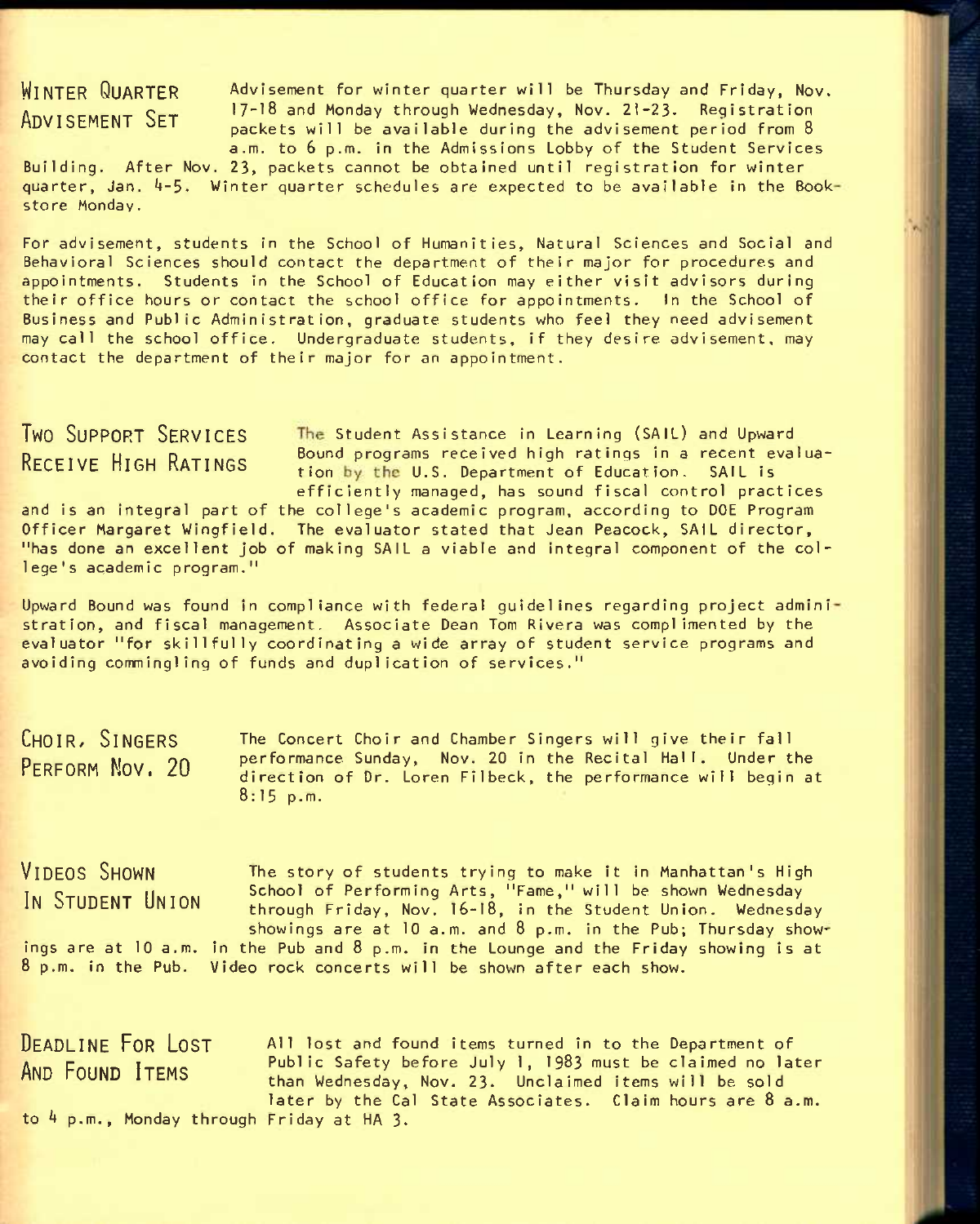## Winter Quarter Advisement Set

Advisement for winter quarter will be Thursday and Friday, Nov. 17-18 and Monday through Wednesday, Nov. 21-23. Registration packets will be available during the advisement period from 8 a.m. to 6 p.m. in the Admissions Lobby of the Student Services Building. After Nov. 23, packets cannot be obtained until registration for winter quarter, Jan. 4-5. Winter quarter schedules are expected to be available in the Bookstore Monday.

For advisement, students in the School of Humanities, Natural Sciences and Social and Behavioral Sciences should contact the department of their major for procedures and appointments. Students in the School of Education may either visit advisors during their office hours or contact the school office for appointments. In the School of Business and Public Administration, graduate students who feel they need advisement may call the school office. Undergraduate students, if they desire advisement, may contact the department of their major for an appointment.

## Two Support Services Receive High Ratings

The Student Assistance in Learning (SAIL) and Upward Bound programs received high ratings in a recent evaluation by the U.S. Department of Education. SAIL is efficiently managed, has sound fiscal control practices and is an integral part of the college's academic program, according to DOE Program Officer Margaret Wingfield. The evaluator stated that Jean Peacock, SAIL director, "has done an excellent job of making SAIL a viable and integral component of the college's academic program."

Upward Bound was found in compliance with federal guidelines regarding project administration, and fiscal management. Associate Dean Tom Rivera was complimented by the evaluator "for skillfully coordinating a wide array of student service programs and avoiding commingling of funds and duplication of services."

## Choir, Singers Perform Nov. 20

The Concert Choir and Chamber Singers will give their fall performance Sunday, Nov. 20 in the Recital Hall. Under the direction of Dr. Loren Filbeck, the performance will begin at 8:15 p.m.

## Videos Shown In Student Union

The story of students trying to make it in Manhattan's High School of Performing Arts, "Fame," will be shown Wednesday through Friday, Nov. 16-18, in the Student Union. Wednesday showings are at 10 a.m. and 8 p.m. in the Pub; Thursday showings are at 10 a.m. in the Pub and 8 p.m. in the Lounge and the Friday showing is at 8 p.m. in the Pub. Video rock concerts will be shown after each show.

## Deadline For Lost And Found Items

All lost and found items turned in to the Department of Public Safety before July 1, 1983 must be claimed no later than Wednesday, Nov. 23. Unclaimed items will be sold later by the Cal State Associates. Claim hours are 8 a.m. to 4 p.m., Monday through Friday at HA 3.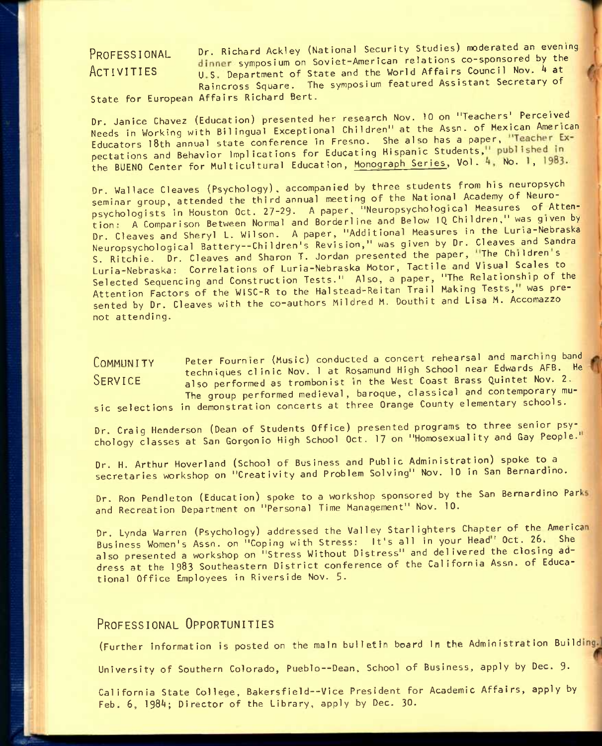## PROFESSIONAL ACTIVITIES

Dr. Richard Ackley (National Security Studies) moderated an evening dinner symposium on Soviet-American relations co-sponsored by the U.S. Department of State and the World Affairs Council Nov. 4 at Raincross Square. The symposium featured Assistant Secretary of State for European Affairs Richard Bert.

Dr. Janice Chavez (Education) presented her research Nov. 10 on "Teachers' Perceived Needs in Working with Bilingual Exceptional Children" at the Assn. of Mexican American Educators 18th annual state conference in Fresno. She also has a paper, "Teacher Expectations and Behavior Implications for Educating Hispanic Students," published in the BUENO Center for Multicultural Education, Monograph Series, Vol. 4, No. 1, 1983.

Dr. Wallace Cleaves (Psychology), accompanied by three students from his neuropsych seminar group, attended the third annual meeting of the National Academy of Neuropsychologists in Houston Oct. 27-29. A paper, "Neuropsychological Measures of Attention: A Comparison Between Normal and Borderline and Below IQ Children," was given by Dr. Cleaves and Sheryl L. Wilson. A paper, "Additional Measures in the Luria-Nebraska Neuropsychological Battery--Children's Revision," was given by Dr. Cleaves and Sandra S. Ritchie. Dr. Cleaves and Sharon T. Jordan presented the paper, "The Children's Luria-Nebraska: Correlations of Luria-Nebraska Motor, Tactile and Visual Scales to Selected Sequencing and Construction Tests." Also, a paper, "The Relationship of the Attention Factors of the WISC-R to the Halstead-Reitan Trail Making Tests," was presented by Dr. Cleaves with the co-authors Mildred M. Douthit and Lisa M. Accomazzo not attending.

## COMMUNITY SERVICE

Peter Fournier (Music) conducted a concert rehearsal and marching band techniques clinic Nov. 1 at Rosamund High School near Edwards AFB. He also performed as trombonist in the West Coast Brass Quintet Nov. 2. The group performed medieval, baroque, classical and contemporary music selections in demonstration concerts at three Orange County elementary schools.

Dr. Craig Henderson (Dean of Students Office) presented programs to three senior psychology classes at San Gorgonio High School Oct. 17 on "Homosexuality and Gay People."

Dr. H. Arthur Hoverland (School of Business and Public Administration) spoke to a secretaries workshop on "Creativity and Problem Solving" Nov. 10 in San Bernardino.

Dr. Ron Pendleton (Education) spoke to a workshop sponsored by the San Bernardino Parks and Recreation Department on "Personal Time Management" Nov. 10.

Dr. Lynda Warren (Psychology) addressed the Valley Starlighters Chapter of the American Business Women's Assn. on "Coping with Stress: It's all in your Head" Oct. 26. She also presented a workshop on "Stress Without Distress" and delivered the closing address at the 1983 Southeastern District conference of the California Assn. of Educational Office Employees in Riverside Nov. 5.

## PROFESSIONAL OPPORTUNITIES

(Further information is posted on the main bulletin board in the Administration Building.)

University of Southern Colorado, Pueblo--Dean, School of Business, apply by Dec. 9.

California State College, Bakersfield--Vice President for Academic Affairs, apply by Feb. 6, 1984; Director of the Library, apply by Dec. 30.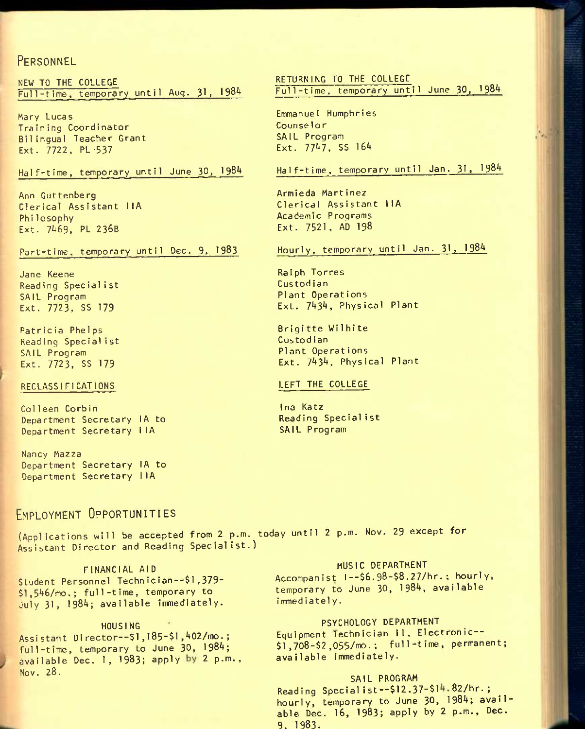# PERSONNEL

## NEW TO THE COLLEGE

### Full-time, temporary until Aug. 31, 1984

Mary Lucas
Training Coordinator
Bilingual Teacher Grant
Ext. 7722, PL 537

### Half-time, temporary until June 30, 1984

Ann Guttenberg
Clerical Assistant IIA
Philosophy
Ext. 7469, PL 236B

### Part-time, temporary until Dec. 9, 1983

Jane Keene
Reading Specialist
SAIL Program
Ext. 7723, SS 179

Patricia Phelps
Reading Specialist
SAIL Program
Ext. 7723, SS 179

## RECLASSIFICATIONS

Colleen Corbin
Department Secretary IA to
Department Secretary IIA

Nancy Mazza
Department Secretary IA to
Department Secretary IIA

## RETURNING TO THE COLLEGE

### Full-time, temporary until June 30, 1984

Emmanuel Humphries
Counselor
SAIL Program
Ext. 7747, SS 164

### Half-time, temporary until Jan. 31, 1984

Armieda Martinez
Clerical Assistant IIA
Academic Programs
Ext. 7521, AD 198

### Hourly, temporary until Jan. 31, 1984

Ralph Torres
Custodian
Plant Operations
Ext. 7434, Physical Plant

Brigitte Wilhite
Custodian
Plant Operations
Ext. 7434, Physical Plant

## LEFT THE COLLEGE

Ina Katz
Reading Specialist
SAIL Program

# EMPLOYMENT OPPORTUNITIES

(Applications will be accepted from 2 p.m. today until 2 p.m. Nov. 29 except for Assistant Director and Reading Specialist.)

### FINANCIAL AID

Student Personnel Technician--$1,379-$1,546/mo.; full-time, temporary to July 31, 1984; available immediately.

### HOUSING

Assistant Director--$1,185-$1,402/mo.; full-time, temporary to June 30, 1984; available Dec. 1, 1983; apply by 2 p.m., Nov. 28.

### MUSIC DEPARTMENT

Accompanist I--$6.98-$8.27/hr.; hourly, temporary to June 30, 1984, available immediately.

### PSYCHOLOGY DEPARTMENT

Equipment Technician II, Electronic--$1,708-$2,055/mo.; full-time, permanent; available immediately.

### SAIL PROGRAM

Reading Specialist--$12.37-$14.82/hr.; hourly, temporary to June 30, 1984; available Dec. 16, 1983; apply by 2 p.m., Dec. 9, 1983.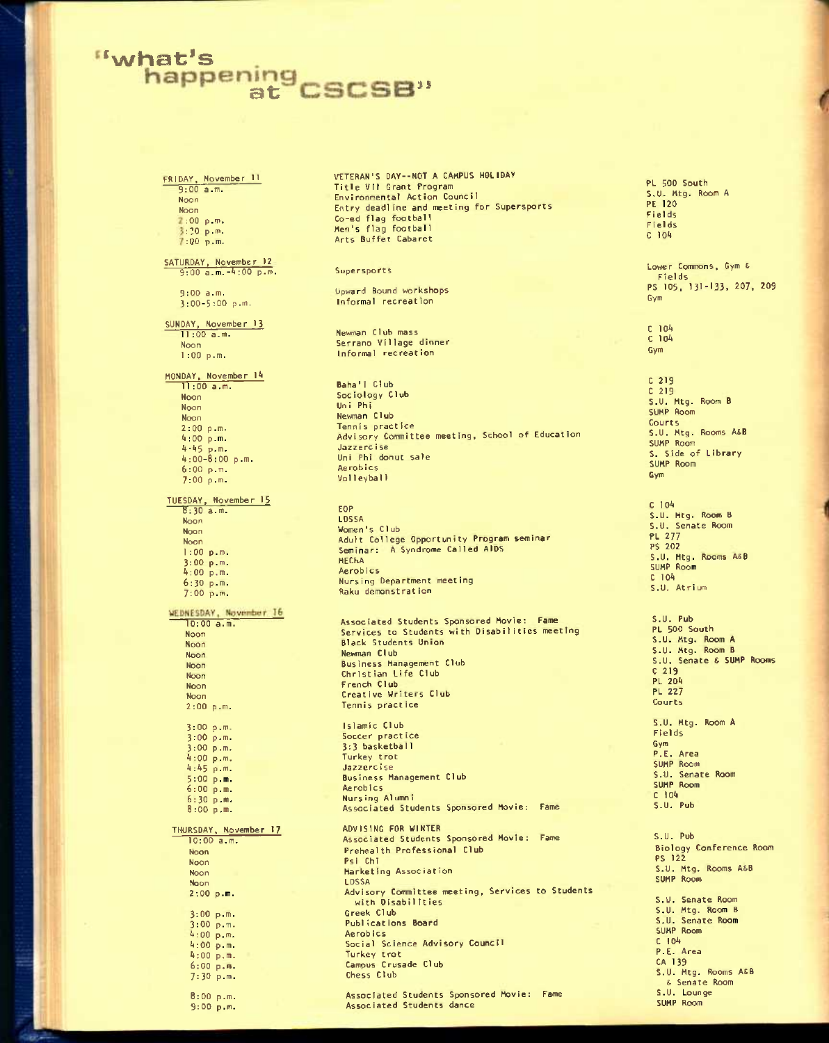# "what's happening at CSCSB"

**FRIDAY, November 11**

| | | |
|---|---|---|
| 9:00 a.m. | VETERAN'S DAY--NOT A CAMPUS HOLIDAY | |
| | Title VII Grant Program | PL 500 South |
| Noon | Environmental Action Council | S.U. Mtg. Room A |
| Noon | Entry deadline and meeting for Supersports | PE 120 |
| 2:00 p.m. | Co-ed flag football | Fields |
| 3:30 p.m. | Men's flag football | Fields |
| 7:00 p.m. | Arts Buffet Cabaret | C 104 |

**SATURDAY, November 12**

| | | |
|---|---|---|
| 9:00 a.m.-4:00 p.m. | Supersports | Lower Commons, Gym & Fields |
| 9:00 a.m. | Upward Bound workshops | PS 105, 131-133, 207, 209 |
| 3:00-5:00 p.m. | Informal recreation | Gym |

**SUNDAY, November 13**

| | | |
|---|---|---|
| 11:00 a.m. | Newman Club mass | C 104 |
| Noon | Serrano Village dinner | C 104 |
| 1:00 p.m. | Informal recreation | Gym |

**MONDAY, November 14**

| | | |
|---|---|---|
| 11:00 a.m. | Baha'i Club | C 219 |
| Noon | Sociology Club | C 219 |
| Noon | Uni Phi | S.U. Mtg. Room B |
| Noon | Newman Club | SUMP Room |
| 2:00 p.m. | Tennis practice | Courts |
| 4:00 p.m. | Advisory Committee meeting, School of Education | S.U. Mtg. Rooms A&B |
| 4:45 p.m. | Jazzercise | SUMP Room |
| 4:00-8:00 p.m. | Uni Phi donut sale | S. Side of Library |
| 6:00 p.m. | Aerobics | SUMP Room |
| 7:00 p.m. | Volleyball | Gym |

**TUESDAY, November 15**

| | | |
|---|---|---|
| 8:30 a.m. | EOP | C 104 |
| Noon | LDSSA | S.U. Mtg. Room B |
| Noon | Women's Club | S.U. Senate Room |
| Noon | Adult College Opportunity Program seminar | PL 277 |
| 1:00 p.m. | Seminar: A Syndrome Called AIDS | PS 202 |
| 3:00 p.m. | MEChA | S.U. Mtg. Rooms A&B |
| 4:00 p.m. | Aerobics | SUMP Room |
| 6:30 p.m. | Nursing Department meeting | C 104 |
| 7:00 p.m. | Raku demonstration | S.U. Atrium |

**WEDNESDAY, November 16**

| | | |
|---|---|---|
| 10:00 a.m. | Associated Students Sponsored Movie: Fame | S.U. Pub |
| Noon | Services to Students with Disabilities meeting | PL 500 South |
| Noon | Black Students Union | S.U. Mtg. Room A |
| Noon | Newman Club | S.U. Mtg. Room B |
| Noon | Business Management Club | S.U. Senate & SUMP Rooms |
| Noon | Christian Life Club | C 219 |
| Noon | French Club | PL 204 |
| Noon | Creative Writers Club | PL 227 |
| 2:00 p.m. | Tennis practice | Courts |
| 3:00 p.m. | Islamic Club | S.U. Mtg. Room A |
| 3:00 p.m. | Soccer practice | Fields |
| 3:00 p.m. | 3:3 basketball | Gym |
| 4:00 p.m. | Turkey trot | P.E. Area |
| 4:45 p.m. | Jazzercise | SUMP Room |
| 5:00 p.m. | Business Management Club | S.U. Senate Room |
| 6:00 p.m. | Aerobics | SUMP Room |
| 6:30 p.m. | Nursing Alumni | C 104 |
| 8:00 p.m. | Associated Students Sponsored Movie: Fame | S.U. Pub |

**THURSDAY, November 17**

| | | |
|---|---|---|
| | ADVISING FOR WINTER | |
| 10:00 a.m. | Associated Students Sponsored Movie: Fame | S.U. Pub |
| Noon | Prehealth Professional Club | Biology Conference Room |
| Noon | Psi Chi | PS 122 |
| Noon | Marketing Association | S.U. Mtg. Rooms A&B |
| Noon | LDSSA | SUMP Room |
| 2:00 p.m. | Advisory Committee meeting, Services to Students with Disabilities | S.U. Senate Room |
| 3:00 p.m. | Greek Club | S.U. Mtg. Room B |
| 3:00 p.m. | Publications Board | S.U. Senate Room |
| 4:00 p.m. | Aerobics | SUMP Room |
| 4:00 p.m. | Social Science Advisory Council | C 104 |
| 4:00 p.m. | Turkey trot | P.E. Area |
| 6:00 p.m. | Campus Crusade Club | CA 139 |
| 7:30 p.m. | Chess Club | S.U. Mtg. Rooms A&B & Senate Room |
| 8:00 p.m. | Associated Students Sponsored Movie: Fame | S.U. Lounge |
| 9:00 p.m. | Associated Students dance | SUMP Room |